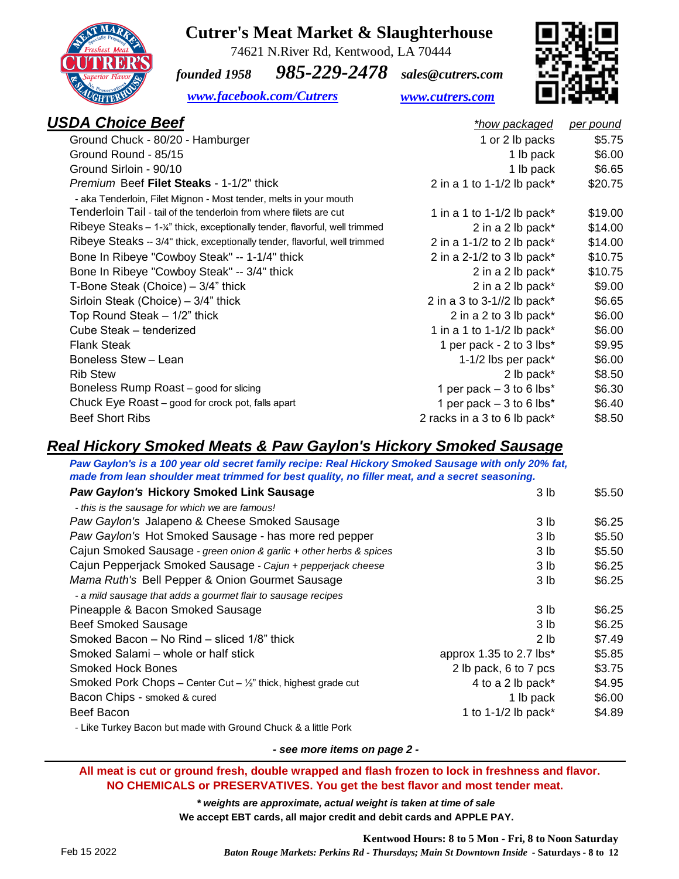# Cutrer's Meat Market & Slaughterhouse

74621 N.River Rd, Kentwood, LA 70444

*founded 1958* **985-229-2478** *sales@cutrers.com*

*www.facebook.com/Cutrers* *www.cutrers.com*

## USDA Choice Beef

| | *how packaged | per pound |
|---|---|---|
| Ground Chuck - 80/20 - Hamburger | 1 or 2 lb packs | $5.75 |
| Ground Round - 85/15 | 1 lb pack | $6.00 |
| Ground Sirloin - 90/10 | 1 lb pack | $6.65 |
| *Premium* Beef **Filet Steaks** - 1-1/2" thick<br>- aka Tenderloin, Filet Mignon - Most tender, melts in your mouth | 2 in a 1 to 1-1/2 lb pack* | $20.75 |
| Tenderloin Tail - tail of the tenderloin from where filets are cut | 1 in a 1 to 1-1/2 lb pack* | $19.00 |
| Ribeye Steaks – 1-¼" thick, exceptionally tender, flavorful, well trimmed | 2 in a 2 lb pack* | $14.00 |
| Ribeye Steaks -- 3/4" thick, exceptionally tender, flavorful, well trimmed | 2 in a 1-1/2 to 2 lb pack* | $14.00 |
| Bone In Ribeye "Cowboy Steak" -- 1-1/4" thick | 2 in a 2-1/2 to 3 lb pack* | $10.75 |
| Bone In Ribeye "Cowboy Steak" -- 3/4" thick | 2 in a 2 lb pack* | $10.75 |
| T-Bone Steak (Choice) – 3/4" thick | 2 in a 2 lb pack* | $9.00 |
| Sirloin Steak (Choice) – 3/4" thick | 2 in a 3 to 3-1//2 lb pack* | $6.65 |
| Top Round Steak – 1/2" thick | 2 in a 2 to 3 lb pack* | $6.00 |
| Cube Steak – tenderized | 1 in a 1 to 1-1/2 lb pack* | $6.00 |
| Flank Steak | 1 per pack - 2 to 3 lbs* | $9.95 |
| Boneless Stew – Lean | 1-1/2 lbs per pack* | $6.00 |
| Rib Stew | 2 lb pack* | $8.50 |
| Boneless Rump Roast – good for slicing | 1 per pack – 3 to 6 lbs* | $6.30 |
| Chuck Eye Roast – good for crock pot, falls apart | 1 per pack – 3 to 6 lbs* | $6.40 |
| Beef Short Ribs | 2 racks in a 3 to 6 lb pack* | $8.50 |

## Real Hickory Smoked Meats & Paw Gaylon's Hickory Smoked Sausage

***Paw Gaylon's is a 100 year old secret family recipe: Real Hickory Smoked Sausage with only 20% fat, made from lean shoulder meat trimmed for best quality, no filler meat, and a secret seasoning.***

| | | |
|---|---|---|
| ***Paw Gaylon's* Hickory Smoked Link Sausage**<br>*- this is the sausage for which we are famous!* | 3 lb | $5.50 |
| *Paw Gaylon's* Jalapeno & Cheese Smoked Sausage | 3 lb | $6.25 |
| *Paw Gaylon's* Hot Smoked Sausage - has more red pepper | 3 lb | $5.50 |
| Cajun Smoked Sausage *- green onion & garlic + other herbs & spices* | 3 lb | $5.50 |
| Cajun Pepperjack Smoked Sausage *- Cajun + pepperjack cheese* | 3 lb | $6.25 |
| *Mama Ruth's* Bell Pepper & Onion Gourmet Sausage<br>*- a mild sausage that adds a gourmet flair to sausage recipes* | 3 lb | $6.25 |
| Pineapple & Bacon Smoked Sausage | 3 lb | $6.25 |
| Beef Smoked Sausage | 3 lb | $6.25 |
| Smoked Bacon – No Rind – sliced 1/8" thick | 2 lb | $7.49 |
| Smoked Salami – whole or half stick | approx 1.35 to 2.7 lbs* | $5.85 |
| Smoked Hock Bones | 2 lb pack, 6 to 7 pcs | $3.75 |
| Smoked Pork Chops – Center Cut – ½" thick, highest grade cut | 4 to a 2 lb pack* | $4.95 |
| Bacon Chips - smoked & cured | 1 lb pack | $6.00 |
| Beef Bacon<br>- Like Turkey Bacon but made with Ground Chuck & a little Pork | 1 to 1-1/2 lb pack* | $4.89 |

*- see more items on page 2 -*

**All meat is cut or ground fresh, double wrapped and flash frozen to lock in freshness and flavor. NO CHEMICALS or PRESERVATIVES. You get the best flavor and most tender meat.**

***\* weights are approximate, actual weight is taken at time of sale***

**We accept EBT cards, all major credit and debit cards and APPLE PAY.**

**Kentwood Hours: 8 to 5 Mon - Fri, 8 to Noon Saturday**

***Baton Rouge Markets: Perkins Rd - Thursdays; Main St Downtown Inside* - Saturdays - 8 to 12**

Feb 15 2022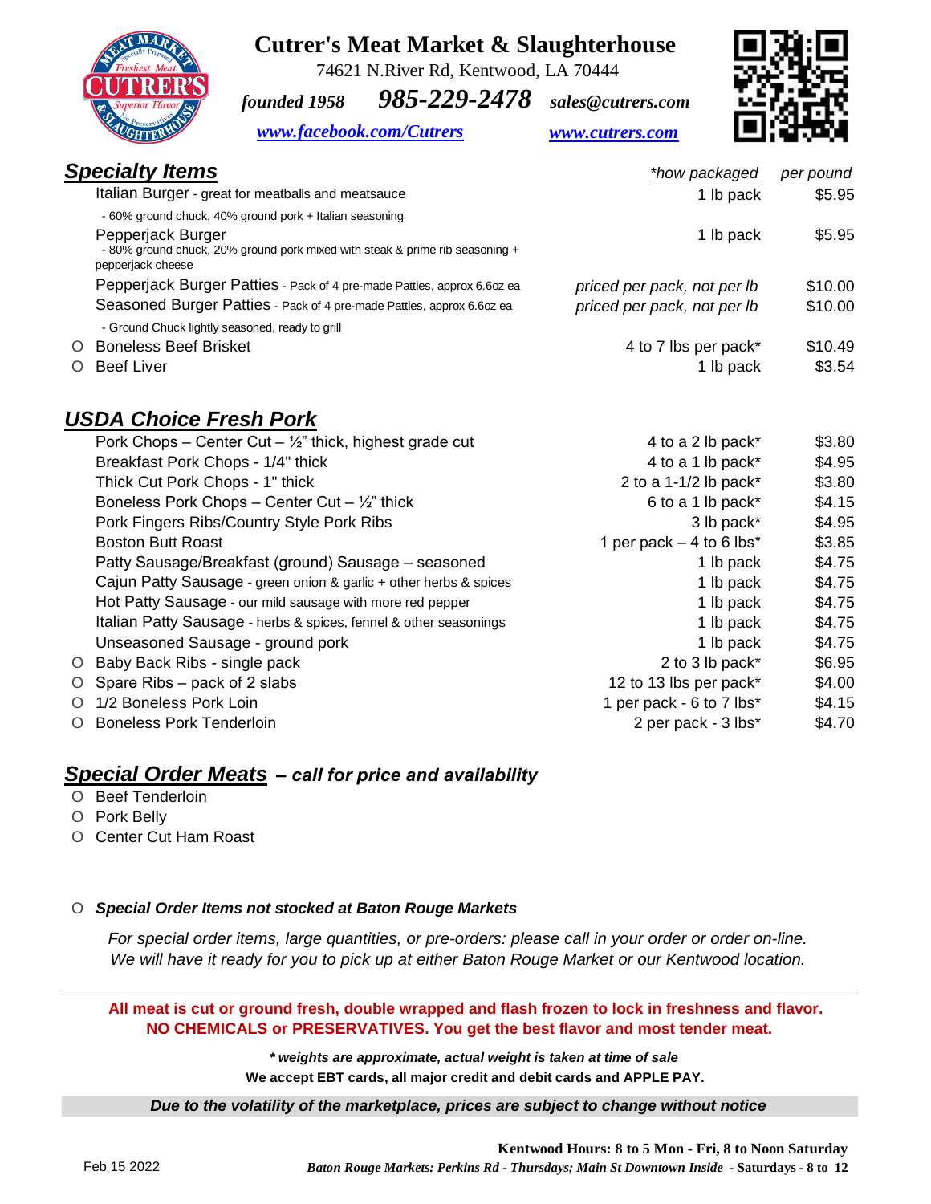# Cutrer's Meat Market & Slaughterhouse

74621 N.River Rd, Kentwood, LA 70444

*founded 1958* **985-229-2478** *sales@cutrers.com*

www.facebook.com/Cutrers www.cutrers.com

## Specialty Items

| Item | *how packaged | per pound |
|---|---|---|
| Italian Burger - great for meatballs and meatsauce<br>- 60% ground chuck, 40% ground pork + Italian seasoning | 1 lb pack | $5.95 |
| Pepperjack Burger<br>- 80% ground chuck, 20% ground pork mixed with steak & prime rib seasoning + pepperjack cheese | 1 lb pack | $5.95 |
| Pepperjack Burger Patties - Pack of 4 pre-made Patties, approx 6.6oz ea | priced per pack, not per lb | $10.00 |
| Seasoned Burger Patties - Pack of 4 pre-made Patties, approx 6.6oz ea<br>- Ground Chuck lightly seasoned, ready to grill | priced per pack, not per lb | $10.00 |
| O Boneless Beef Brisket | 4 to 7 lbs per pack* | $10.49 |
| O Beef Liver | 1 lb pack | $3.54 |

## USDA Choice Fresh Pork

| Item | *how packaged | per pound |
|---|---|---|
| Pork Chops – Center Cut – ½" thick, highest grade cut | 4 to a 2 lb pack* | $3.80 |
| Breakfast Pork Chops - 1/4" thick | 4 to a 1 lb pack* | $4.95 |
| Thick Cut Pork Chops - 1" thick | 2 to a 1-1/2 lb pack* | $3.80 |
| Boneless Pork Chops – Center Cut – ½" thick | 6 to a 1 lb pack* | $4.15 |
| Pork Fingers Ribs/Country Style Pork Ribs | 3 lb pack* | $4.95 |
| Boston Butt Roast | 1 per pack – 4 to 6 lbs* | $3.85 |
| Patty Sausage/Breakfast (ground) Sausage – seasoned | 1 lb pack | $4.75 |
| Cajun Patty Sausage - green onion & garlic + other herbs & spices | 1 lb pack | $4.75 |
| Hot Patty Sausage - our mild sausage with more red pepper | 1 lb pack | $4.75 |
| Italian Patty Sausage - herbs & spices, fennel & other seasonings | 1 lb pack | $4.75 |
| Unseasoned Sausage - ground pork | 1 lb pack | $4.75 |
| O Baby Back Ribs - single pack | 2 to 3 lb pack* | $6.95 |
| O Spare Ribs – pack of 2 slabs | 12 to 13 lbs per pack* | $4.00 |
| O 1/2 Boneless Pork Loin | 1 per pack - 6 to 7 lbs* | $4.15 |
| O Boneless Pork Tenderloin | 2 per pack - 3 lbs* | $4.70 |

## Special Order Meats *– call for price and availability*

- O Beef Tenderloin
- O Pork Belly
- O Center Cut Ham Roast

O ***Special Order Items not stocked at Baton Rouge Markets***

*For special order items, large quantities, or pre-orders: please call in your order or order on-line. We will have it ready for you to pick up at either Baton Rouge Market or our Kentwood location.*

---

**All meat is cut or ground fresh, double wrapped and flash frozen to lock in freshness and flavor. NO CHEMICALS or PRESERVATIVES. You get the best flavor and most tender meat.**

***\* weights are approximate, actual weight is taken at time of sale***

**We accept EBT cards, all major credit and debit cards and APPLE PAY.**

***Due to the volatility of the marketplace, prices are subject to change without notice***

**Kentwood Hours: 8 to 5 Mon - Fri, 8 to Noon Saturday**

Feb 15 2022

***Baton Rouge Markets: Perkins Rd - Thursdays; Main St Downtown Inside - Saturdays - 8 to 12***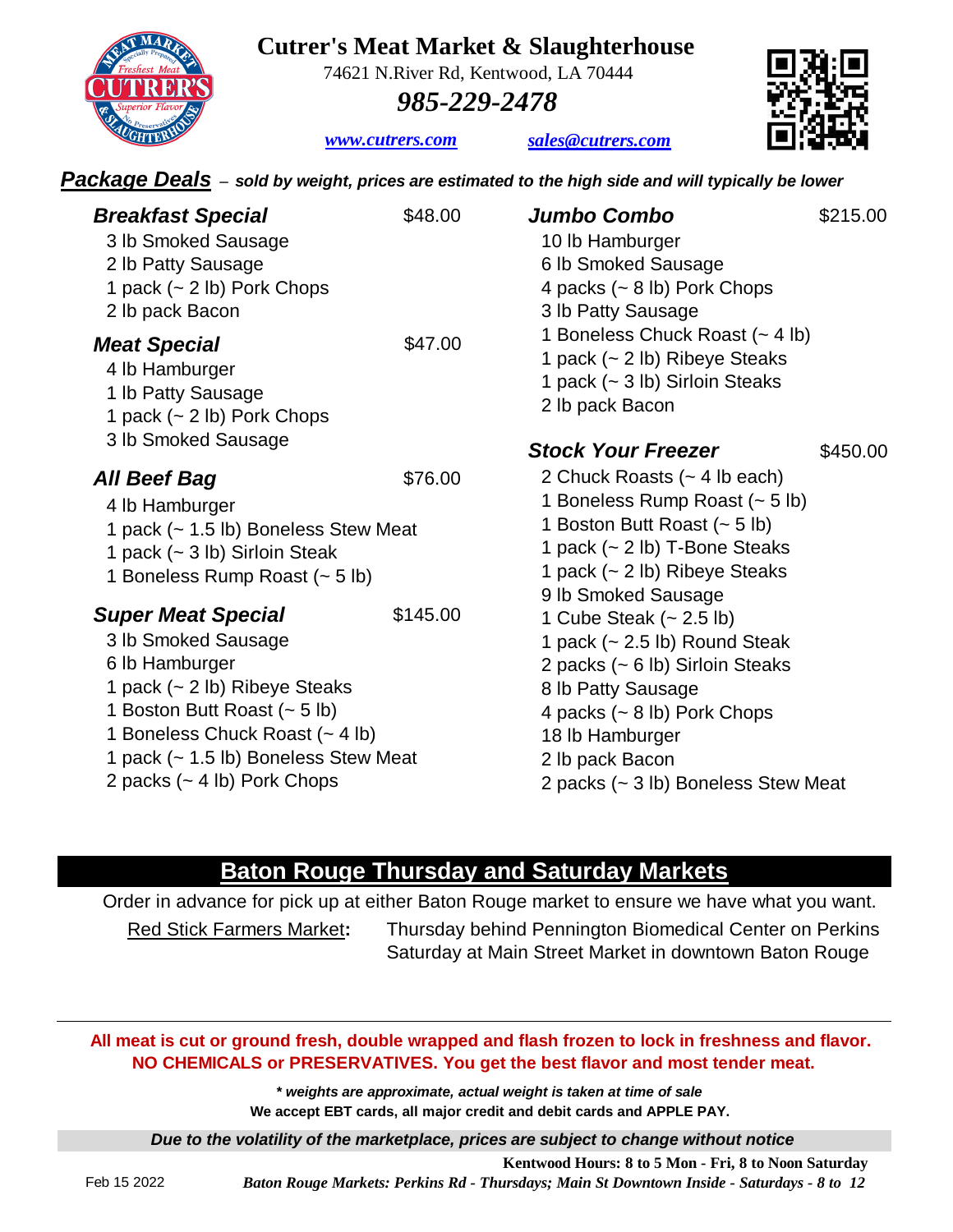# Cutrer's Meat Market & Slaughterhouse

74621 N.River Rd, Kentwood, LA 70444

***985-229-2478***

[www.cutrers.com](http://www.cutrers.com) [sales@cutrers.com](mailto:sales@cutrers.com)

## Package Deals – *sold by weight, prices are estimated to the high side and will typically be lower*

### Breakfast Special — $48.00
- 3 lb Smoked Sausage
- 2 lb Patty Sausage
- 1 pack (~ 2 lb) Pork Chops
- 2 lb pack Bacon

### Meat Special — $47.00
- 4 lb Hamburger
- 1 lb Patty Sausage
- 1 pack (~ 2 lb) Pork Chops
- 3 lb Smoked Sausage

### All Beef Bag — $76.00
- 4 lb Hamburger
- 1 pack (~ 1.5 lb) Boneless Stew Meat
- 1 pack (~ 3 lb) Sirloin Steak
- 1 Boneless Rump Roast (~ 5 lb)

### Super Meat Special — $145.00
- 3 lb Smoked Sausage
- 6 lb Hamburger
- 1 pack (~ 2 lb) Ribeye Steaks
- 1 Boston Butt Roast (~ 5 lb)
- 1 Boneless Chuck Roast (~ 4 lb)
- 1 pack (~ 1.5 lb) Boneless Stew Meat
- 2 packs (~ 4 lb) Pork Chops

### Jumbo Combo — $215.00
- 10 lb Hamburger
- 6 lb Smoked Sausage
- 4 packs (~ 8 lb) Pork Chops
- 3 lb Patty Sausage
- 1 Boneless Chuck Roast (~ 4 lb)
- 1 pack (~ 2 lb) Ribeye Steaks
- 1 pack (~ 3 lb) Sirloin Steaks
- 2 lb pack Bacon

### Stock Your Freezer — $450.00
- 2 Chuck Roasts (~ 4 lb each)
- 1 Boneless Rump Roast (~ 5 lb)
- 1 Boston Butt Roast (~ 5 lb)
- 1 pack (~ 2 lb) T-Bone Steaks
- 1 pack (~ 2 lb) Ribeye Steaks
- 9 lb Smoked Sausage
- 1 Cube Steak (~ 2.5 lb)
- 1 pack (~ 2.5 lb) Round Steak
- 2 packs (~ 6 lb) Sirloin Steaks
- 8 lb Patty Sausage
- 4 packs (~ 8 lb) Pork Chops
- 18 lb Hamburger
- 2 lb pack Bacon
- 2 packs (~ 3 lb) Boneless Stew Meat

## Baton Rouge Thursday and Saturday Markets

Order in advance for pick up at either Baton Rouge market to ensure we have what you want.

Red Stick Farmers Market**:** Thursday behind Pennington Biomedical Center on Perkins
Saturday at Main Street Market in downtown Baton Rouge

**All meat is cut or ground fresh, double wrapped and flash frozen to lock in freshness and flavor. NO CHEMICALS or PRESERVATIVES. You get the best flavor and most tender meat.**

***\* weights are approximate, actual weight is taken at time of sale***

**We accept EBT cards, all major credit and debit cards and APPLE PAY.**

***Due to the volatility of the marketplace, prices are subject to change without notice***

**Kentwood Hours: 8 to 5 Mon - Fri, 8 to Noon Saturday**

Feb 15 2022 ***Baton Rouge Markets: Perkins Rd - Thursdays; Main St Downtown Inside - Saturdays - 8 to 12***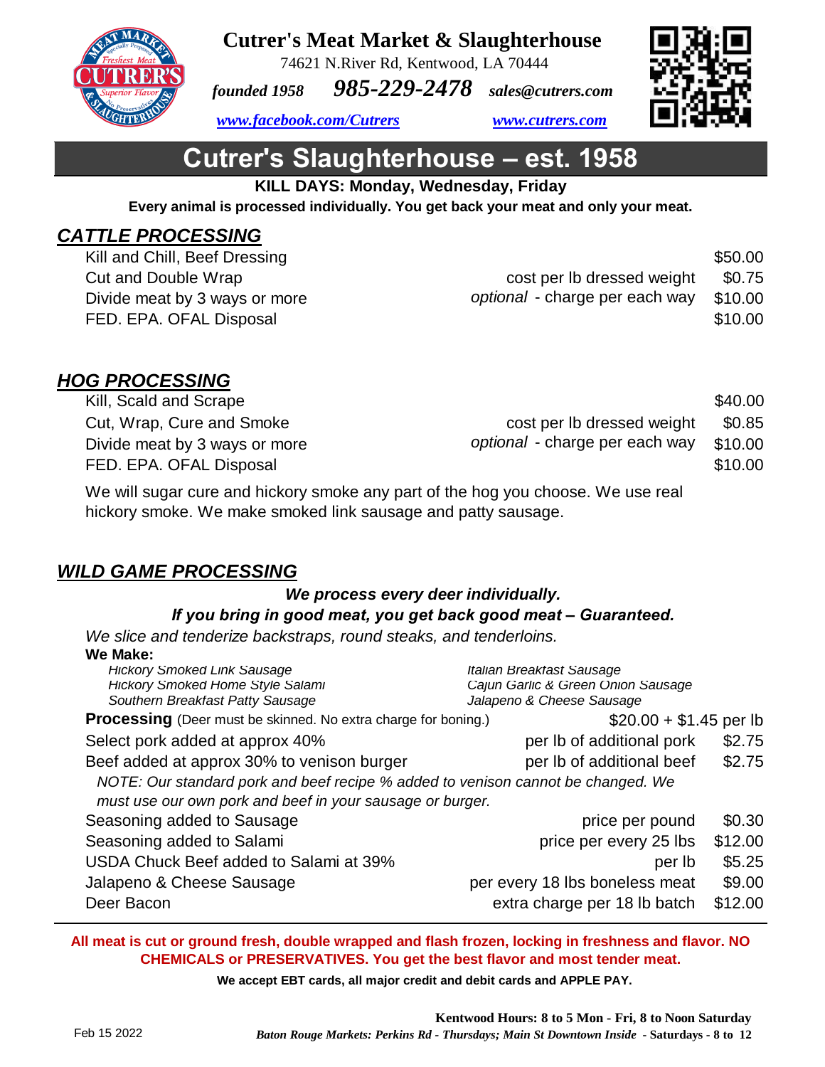# Cutrer's Meat Market & Slaughterhouse

74621 N.River Rd, Kentwood, LA 70444

*founded 1958* ***985-229-2478*** *sales@cutrers.com*

*www.facebook.com/Cutrers* *www.cutrers.com*

# Cutrer's Slaughterhouse – est. 1958

**KILL DAYS: Monday, Wednesday, Friday**

**Every animal is processed individually. You get back your meat and only your meat.**

## *CATTLE PROCESSING*

| | | |
|---|---|---|
| Kill and Chill, Beef Dressing | | $50.00 |
| Cut and Double Wrap | cost per lb dressed weight | $0.75 |
| Divide meat by 3 ways or more | *optional* - charge per each way | $10.00 |
| FED. EPA. OFAL Disposal | | $10.00 |

## *HOG PROCESSING*

| | | |
|---|---|---|
| Kill, Scald and Scrape | | $40.00 |
| Cut, Wrap, Cure and Smoke | cost per lb dressed weight | $0.85 |
| Divide meat by 3 ways or more | *optional* - charge per each way | $10.00 |
| FED. EPA. OFAL Disposal | | $10.00 |

We will sugar cure and hickory smoke any part of the hog you choose. We use real hickory smoke. We make smoked link sausage and patty sausage.

## *WILD GAME PROCESSING*

***We process every deer individually.***

***If you bring in good meat, you get back good meat – Guaranteed.***

*We slice and tenderize backstraps, round steaks, and tenderloins.*

**We Make:**

- *Hickory Smoked Link Sausage*
- *Hickory Smoked Home Style Salami*
- *Southern Breakfast Patty Sausage*
- *Italian Breakfast Sausage*
- *Cajun Garlic & Green Onion Sausage*
- *Jalapeno & Cheese Sausage*

| | | |
|---|---|---|
| **Processing** (Deer must be skinned. No extra charge for boning.) | | $20.00 + $1.45 per lb |
| Select pork added at approx 40% | per lb of additional pork | $2.75 |
| Beef added at approx 30% to venison burger | per lb of additional beef | $2.75 |

*NOTE: Our standard pork and beef recipe % added to venison cannot be changed. We must use our own pork and beef in your sausage or burger.*

| | | |
|---|---|---|
| Seasoning added to Sausage | price per pound | $0.30 |
| Seasoning added to Salami | price per every 25 lbs | $12.00 |
| USDA Chuck Beef added to Salami at 39% | per lb | $5.25 |
| Jalapeno & Cheese Sausage | per every 18 lbs boneless meat | $9.00 |
| Deer Bacon | extra charge per 18 lb batch | $12.00 |

**All meat is cut or ground fresh, double wrapped and flash frozen, locking in freshness and flavor. NO CHEMICALS or PRESERVATIVES. You get the best flavor and most tender meat.**

**We accept EBT cards, all major credit and debit cards and APPLE PAY.**

**Kentwood Hours: 8 to 5 Mon - Fri, 8 to Noon Saturday**

***Baton Rouge Markets: Perkins Rd - Thursdays; Main St Downtown Inside* - Saturdays - 8 to 12**

Feb 15 2022